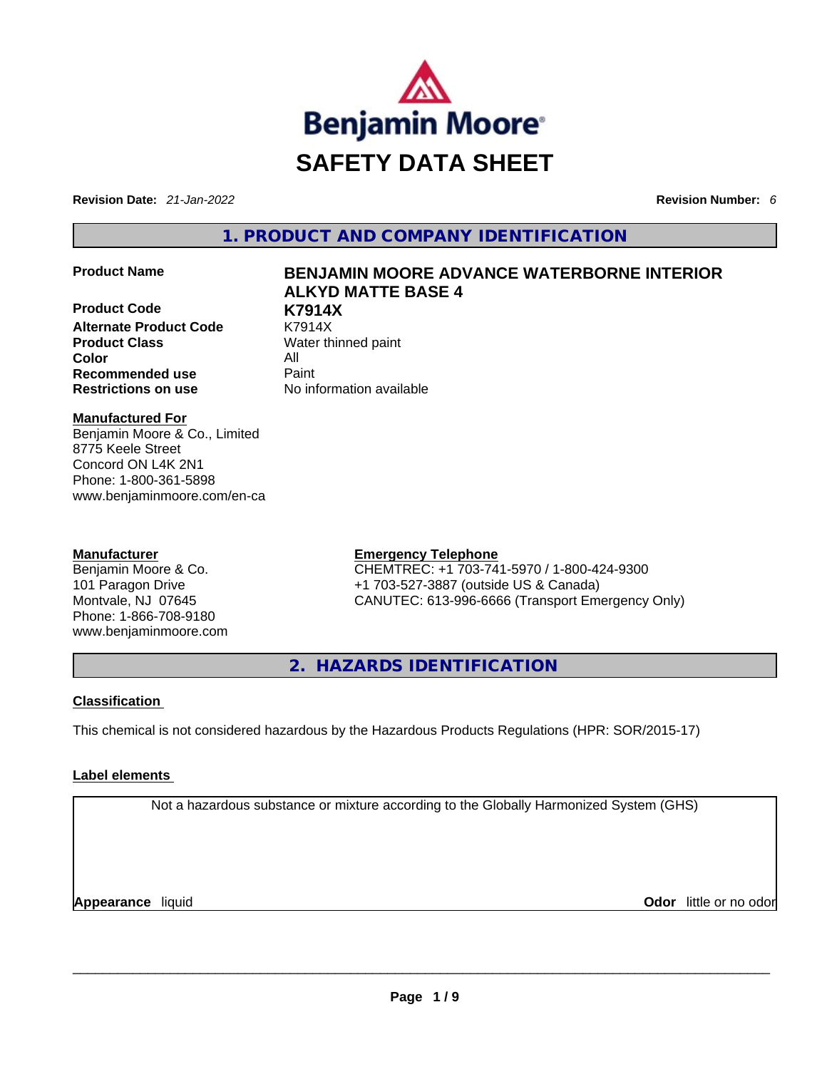# SAFETY DATA SHEET

**Revision Date:** *21-Jan-2022* **Revision Number:** *6*

## 1. PRODUCT AND COMPANY IDENTIFICATION

| | |
|---|---|
| **Product Name** | **BENJAMIN MOORE ADVANCE WATERBORNE INTERIOR ALKYD MATTE BASE 4** |
| **Product Code** | **K7914X** |
| **Alternate Product Code** | K7914X |
| **Product Class** | Water thinned paint |
| **Color** | All |
| **Recommended use** | Paint |
| **Restrictions on use** | No information available |

**Manufactured For**
Benjamin Moore & Co., Limited
8775 Keele Street
Concord ON L4K 2N1
Phone: 1-800-361-5898
www.benjaminmoore.com/en-ca

**Manufacturer**
Benjamin Moore & Co.
101 Paragon Drive
Montvale, NJ 07645
Phone: 1-866-708-9180
www.benjaminmoore.com

**Emergency Telephone**
CHEMTREC: +1 703-741-5970 / 1-800-424-9300
+1 703-527-3887 (outside US & Canada)
CANUTEC: 613-996-6666 (Transport Emergency Only)

## 2. HAZARDS IDENTIFICATION

### Classification

This chemical is not considered hazardous by the Hazardous Products Regulations (HPR: SOR/2015-17)

### Label elements

Not a hazardous substance or mixture according to the Globally Harmonized System (GHS)

**Appearance** liquid **Odor** little or no odor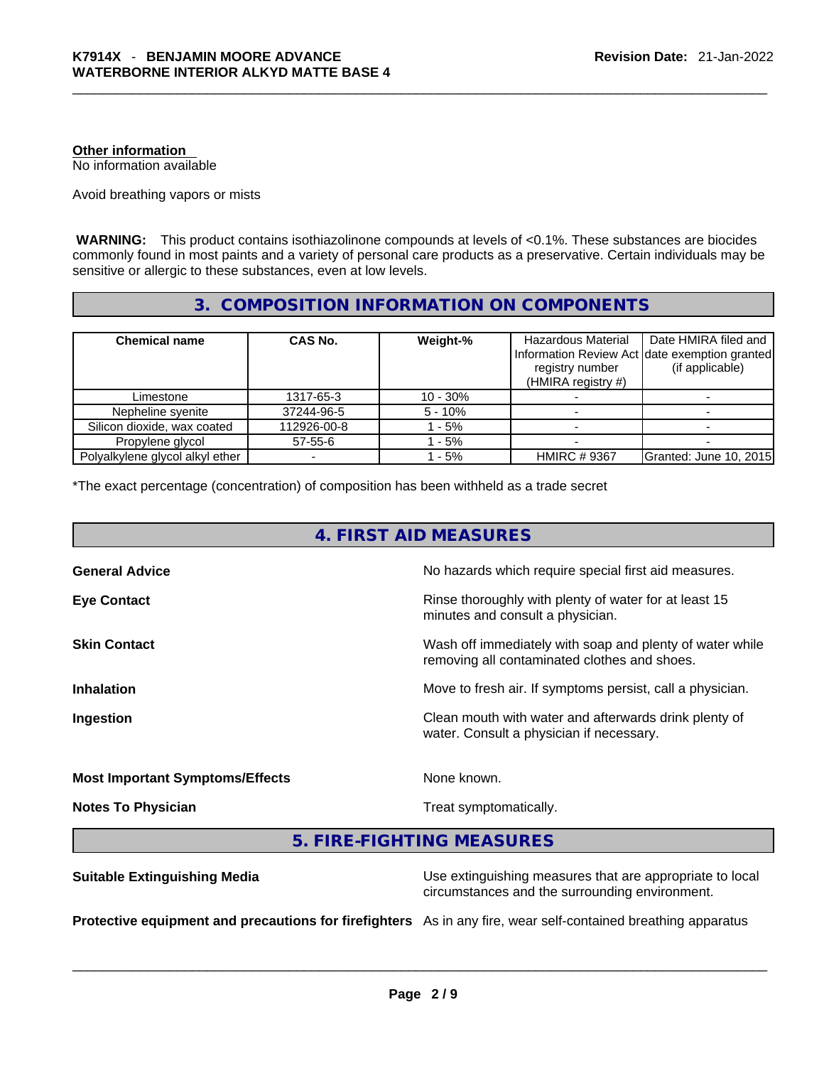**Other information**
No information available

Avoid breathing vapors or mists

**WARNING:** This product contains isothiazolinone compounds at levels of <0.1%. These substances are biocides commonly found in most paints and a variety of personal care products as a preservative. Certain individuals may be sensitive or allergic to these substances, even at low levels.

## 3. COMPOSITION INFORMATION ON COMPONENTS

| Chemical name | CAS No. | Weight-% | Hazardous Material Information Review Act registry number (HMIRA registry #) | Date HMIRA filed and date exemption granted (if applicable) |
|---|---|---|---|---|
| Limestone | 1317-65-3 | 10 - 30% | - | - |
| Nepheline syenite | 37244-96-5 | 5 - 10% | - | - |
| Silicon dioxide, wax coated | 112926-00-8 | 1 - 5% | - | - |
| Propylene glycol | 57-55-6 | 1 - 5% | - | - |
| Polyalkylene glycol alkyl ether | - | 1 - 5% | HMIRC # 9367 | Granted: June 10, 2015 |

*The exact percentage (concentration) of composition has been withheld as a trade secret

## 4. FIRST AID MEASURES

**General Advice** No hazards which require special first aid measures.

**Eye Contact** Rinse thoroughly with plenty of water for at least 15 minutes and consult a physician.

**Skin Contact** Wash off immediately with soap and plenty of water while removing all contaminated clothes and shoes.

**Inhalation** Move to fresh air. If symptoms persist, call a physician.

**Ingestion** Clean mouth with water and afterwards drink plenty of water. Consult a physician if necessary.

**Most Important Symptoms/Effects** None known.

**Notes To Physician** Treat symptomatically.

## 5. FIRE-FIGHTING MEASURES

**Suitable Extinguishing Media** Use extinguishing measures that are appropriate to local circumstances and the surrounding environment.

**Protective equipment and precautions for firefighters** As in any fire, wear self-contained breathing apparatus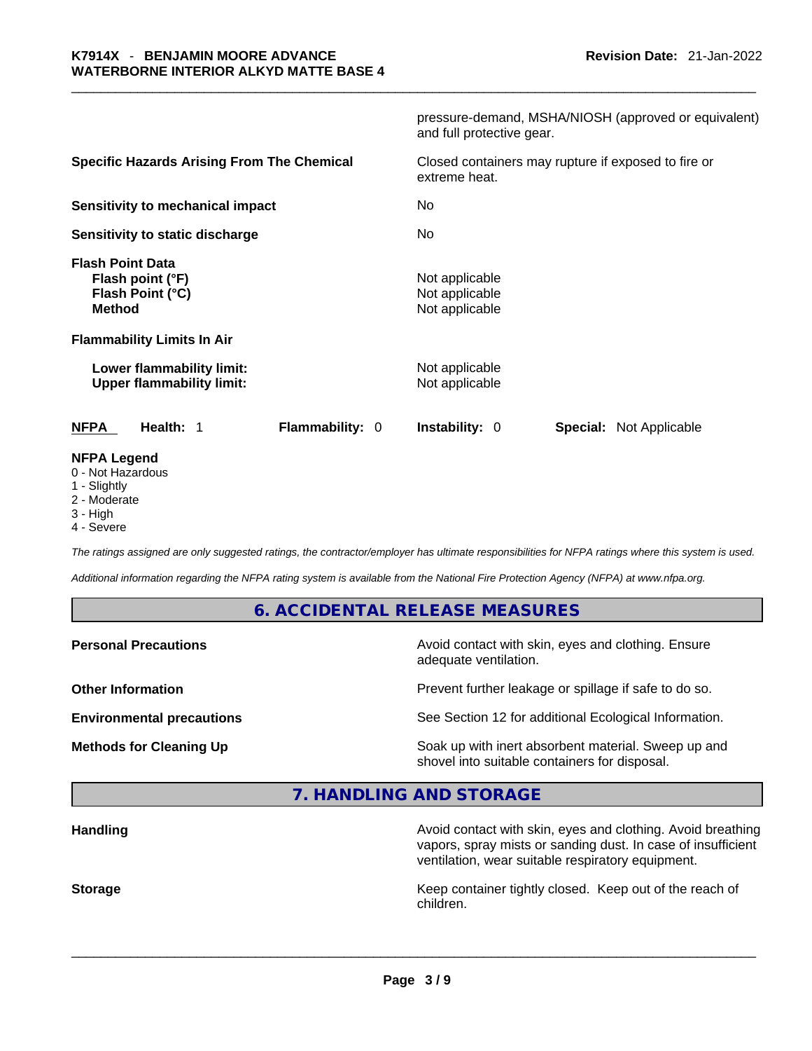pressure-demand, MSHA/NIOSH (approved or equivalent) and full protective gear.

| | |
|---|---|
| **Specific Hazards Arising From The Chemical** | Closed containers may rupture if exposed to fire or extreme heat. |
| **Sensitivity to mechanical impact** | No |
| **Sensitivity to static discharge** | No |
| **Flash Point Data** | |
| **Flash point (°F)** | Not applicable |
| **Flash Point (°C)** | Not applicable |
| **Method** | Not applicable |
| **Flammability Limits In Air** | |
| **Lower flammability limit:** | Not applicable |
| **Upper flammability limit:** | Not applicable |

| **NFPA** | **Health:** 1 | **Flammability:** 0 | **Instability:** 0 | **Special:** Not Applicable |
|---|---|---|---|---|

**NFPA Legend**

- 0 - Not Hazardous
- 1 - Slightly
- 2 - Moderate
- 3 - High
- 4 - Severe

*The ratings assigned are only suggested ratings, the contractor/employer has ultimate responsibilities for NFPA ratings where this system is used.*

*Additional information regarding the NFPA rating system is available from the National Fire Protection Agency (NFPA) at www.nfpa.org.*

## 6. ACCIDENTAL RELEASE MEASURES

| | |
|---|---|
| **Personal Precautions** | Avoid contact with skin, eyes and clothing. Ensure adequate ventilation. |
| **Other Information** | Prevent further leakage or spillage if safe to do so. |
| **Environmental precautions** | See Section 12 for additional Ecological Information. |
| **Methods for Cleaning Up** | Soak up with inert absorbent material. Sweep up and shovel into suitable containers for disposal. |

## 7. HANDLING AND STORAGE

| | |
|---|---|
| **Handling** | Avoid contact with skin, eyes and clothing. Avoid breathing vapors, spray mists or sanding dust. In case of insufficient ventilation, wear suitable respiratory equipment. |
| **Storage** | Keep container tightly closed. Keep out of the reach of children. |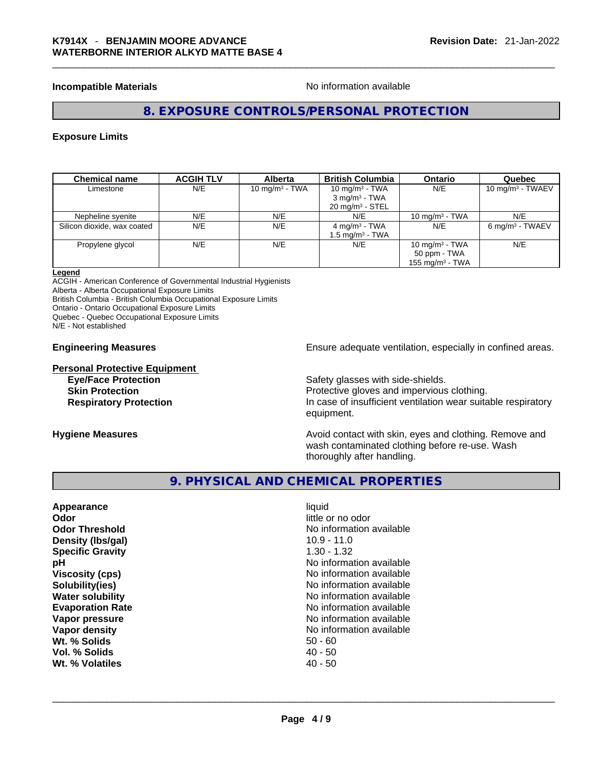**Incompatible Materials** No information available

## 8. EXPOSURE CONTROLS/PERSONAL PROTECTION

### Exposure Limits

| Chemical name | ACGIH TLV | Alberta | British Columbia | Ontario | Quebec |
|---|---|---|---|---|---|
| Limestone | N/E | 10 mg/m$^3$ - TWA | 10 mg/m$^3$ - TWA<br>3 mg/m$^3$ - TWA<br>20 mg/m$^3$ - STEL | N/E | 10 mg/m$^3$ - TWAEV |
| Nepheline syenite | N/E | N/E | N/E | 10 mg/m$^3$ - TWA | N/E |
| Silicon dioxide, wax coated | N/E | N/E | 4 mg/m$^3$ - TWA<br>1.5 mg/m$^3$ - TWA | N/E | 6 mg/m$^3$ - TWAEV |
| Propylene glycol | N/E | N/E | N/E | 10 mg/m$^3$ - TWA<br>50 ppm - TWA<br>155 mg/m$^3$ - TWA | N/E |

**Legend**
ACGIH - American Conference of Governmental Industrial Hygienists
Alberta - Alberta Occupational Exposure Limits
British Columbia - British Columbia Occupational Exposure Limits
Ontario - Ontario Occupational Exposure Limits
Quebec - Quebec Occupational Exposure Limits
N/E - Not established

**Engineering Measures** Ensure adequate ventilation, especially in confined areas.

**Personal Protective Equipment**

- **Eye/Face Protection** Safety glasses with side-shields.
- **Skin Protection** Protective gloves and impervious clothing.
- **Respiratory Protection** In case of insufficient ventilation wear suitable respiratory equipment.

**Hygiene Measures** Avoid contact with skin, eyes and clothing. Remove and wash contaminated clothing before re-use. Wash thoroughly after handling.

## 9. PHYSICAL AND CHEMICAL PROPERTIES

| | |
|---|---|
| **Appearance** | liquid |
| **Odor** | little or no odor |
| **Odor Threshold** | No information available |
| **Density (lbs/gal)** | 10.9 - 11.0 |
| **Specific Gravity** | 1.30 - 1.32 |
| **pH** | No information available |
| **Viscosity (cps)** | No information available |
| **Solubility(ies)** | No information available |
| **Water solubility** | No information available |
| **Evaporation Rate** | No information available |
| **Vapor pressure** | No information available |
| **Vapor density** | No information available |
| **Wt. % Solids** | 50 - 60 |
| **Vol. % Solids** | 40 - 50 |
| **Wt. % Volatiles** | 40 - 50 |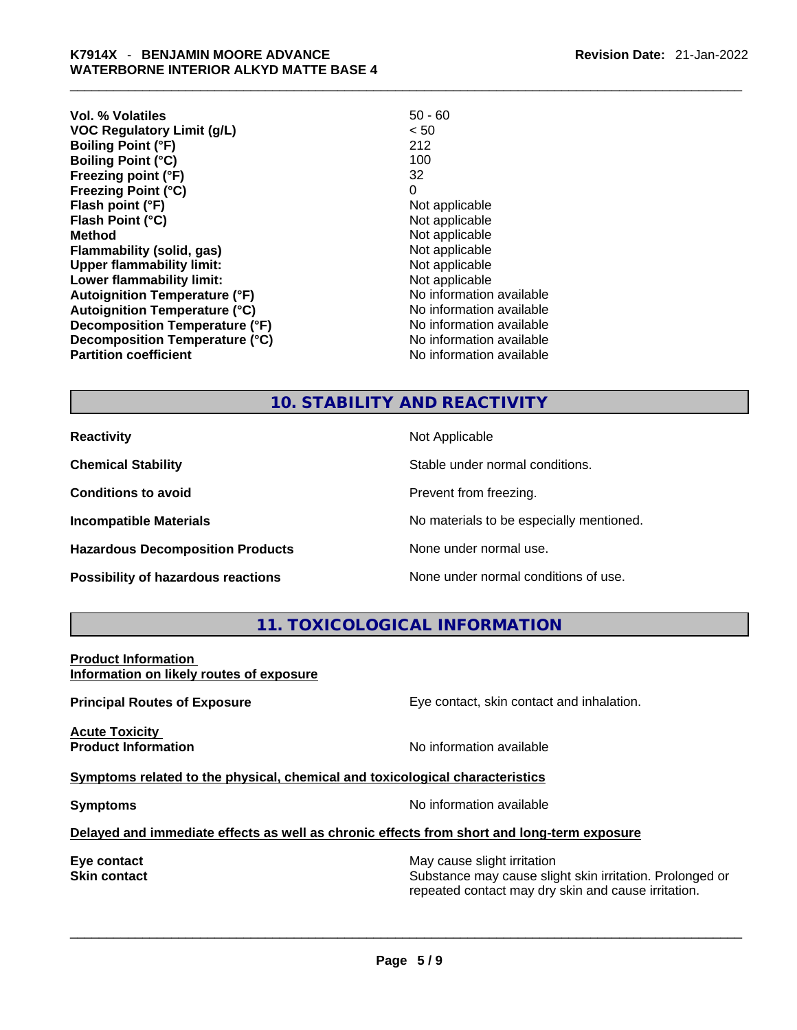| | |
|---|---|
| **Vol. % Volatiles** | 50 - 60 |
| **VOC Regulatory Limit (g/L)** | < 50 |
| **Boiling Point (°F)** | 212 |
| **Boiling Point (°C)** | 100 |
| **Freezing point (°F)** | 32 |
| **Freezing Point (°C)** | 0 |
| **Flash point (°F)** | Not applicable |
| **Flash Point (°C)** | Not applicable |
| **Method** | Not applicable |
| **Flammability (solid, gas)** | Not applicable |
| **Upper flammability limit:** | Not applicable |
| **Lower flammability limit:** | Not applicable |
| **Autoignition Temperature (°F)** | No information available |
| **Autoignition Temperature (°C)** | No information available |
| **Decomposition Temperature (°F)** | No information available |
| **Decomposition Temperature (°C)** | No information available |
| **Partition coefficient** | No information available |

## 10. STABILITY AND REACTIVITY

| | |
|---|---|
| **Reactivity** | Not Applicable |
| **Chemical Stability** | Stable under normal conditions. |
| **Conditions to avoid** | Prevent from freezing. |
| **Incompatible Materials** | No materials to be especially mentioned. |
| **Hazardous Decomposition Products** | None under normal use. |
| **Possibility of hazardous reactions** | None under normal conditions of use. |

## 11. TOXICOLOGICAL INFORMATION

**Product Information**
**Information on likely routes of exposure**

**Principal Routes of Exposure** Eye contact, skin contact and inhalation.

**Acute Toxicity**
**Product Information** No information available

**Symptoms related to the physical, chemical and toxicological characteristics**

**Symptoms** No information available

**Delayed and immediate effects as well as chronic effects from short and long-term exposure**

**Eye contact** May cause slight irritation

**Skin contact** Substance may cause slight skin irritation. Prolonged or repeated contact may dry skin and cause irritation.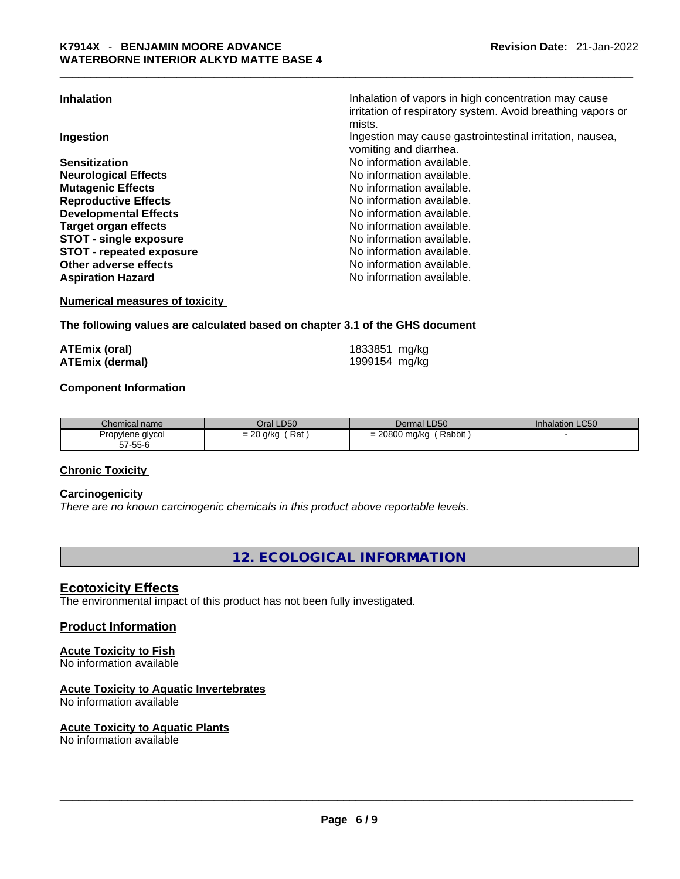| | |
|---|---|
| **Inhalation** | Inhalation of vapors in high concentration may cause irritation of respiratory system. Avoid breathing vapors or mists. |
| **Ingestion** | Ingestion may cause gastrointestinal irritation, nausea, vomiting and diarrhea. |
| **Sensitization** | No information available. |
| **Neurological Effects** | No information available. |
| **Mutagenic Effects** | No information available. |
| **Reproductive Effects** | No information available. |
| **Developmental Effects** | No information available. |
| **Target organ effects** | No information available. |
| **STOT - single exposure** | No information available. |
| **STOT - repeated exposure** | No information available. |
| **Other adverse effects** | No information available. |
| **Aspiration Hazard** | No information available. |

**Numerical measures of toxicity**

**The following values are calculated based on chapter 3.1 of the GHS document**

| | |
|---|---|
| **ATEmix (oral)** | 1833851 mg/kg |
| **ATEmix (dermal)** | 1999154 mg/kg |

**Component Information**

| Chemical name | Oral LD50 | Dermal LD50 | Inhalation LC50 |
|---|---|---|---|
| Propylene glycol<br>57-55-6 | = 20 g/kg ( Rat ) | = 20800 mg/kg ( Rabbit ) | - |

**Chronic Toxicity**

**Carcinogenicity**

*There are no known carcinogenic chemicals in this product above reportable levels.*

## 12. ECOLOGICAL INFORMATION

### Ecotoxicity Effects

The environmental impact of this product has not been fully investigated.

### Product Information

**Acute Toxicity to Fish**
No information available

**Acute Toxicity to Aquatic Invertebrates**
No information available

**Acute Toxicity to Aquatic Plants**
No information available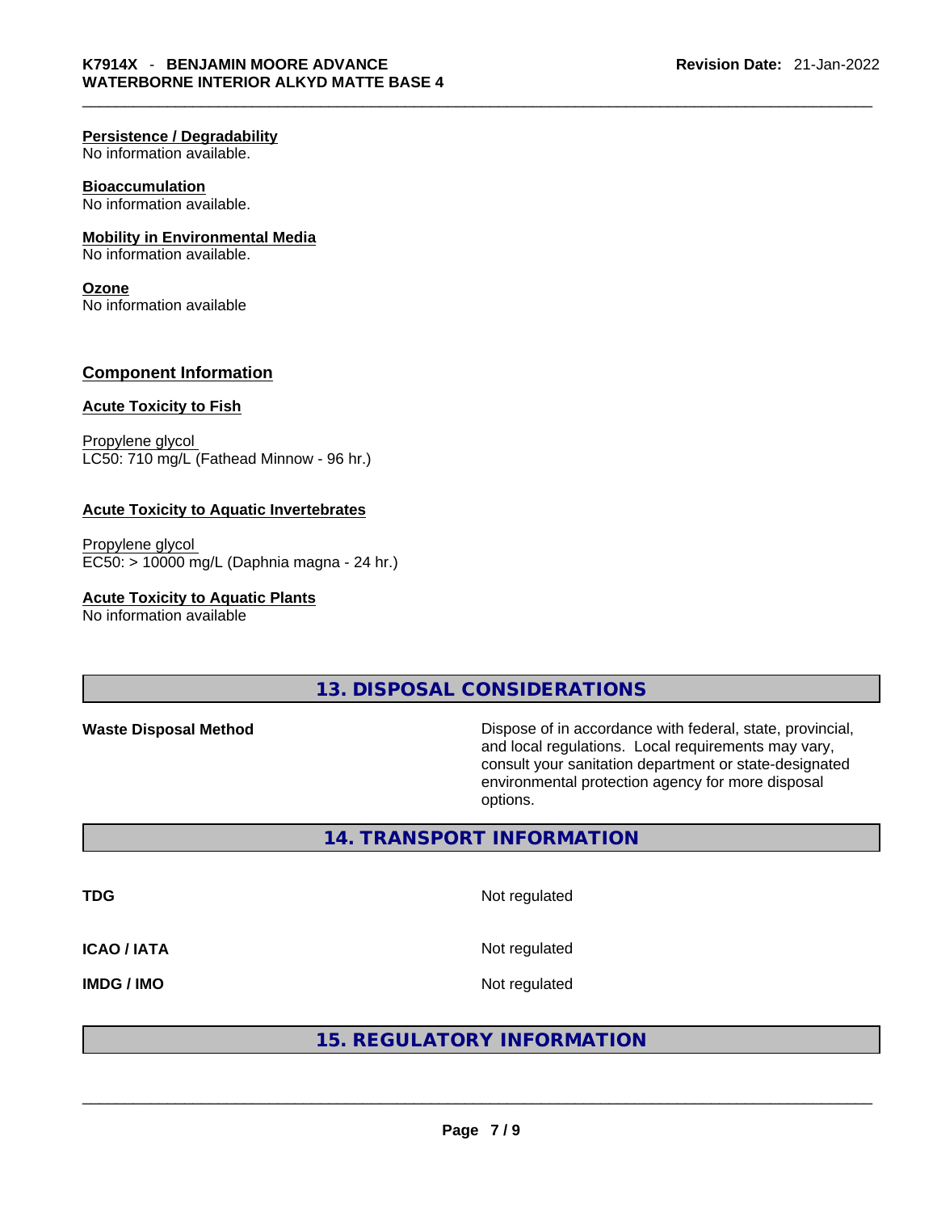### Persistence / Degradability
No information available.

### Bioaccumulation
No information available.

### Mobility in Environmental Media
No information available.

### Ozone
No information available

### Component Information

### Acute Toxicity to Fish

Propylene glycol
LC50: 710 mg/L (Fathead Minnow - 96 hr.)

### Acute Toxicity to Aquatic Invertebrates

Propylene glycol
EC50: > 10000 mg/L (Daphnia magna - 24 hr.)

### Acute Toxicity to Aquatic Plants
No information available

## 13. DISPOSAL CONSIDERATIONS

| | |
|---|---|
| **Waste Disposal Method** | Dispose of in accordance with federal, state, provincial, and local regulations. Local requirements may vary, consult your sanitation department or state-designated environmental protection agency for more disposal options. |

## 14. TRANSPORT INFORMATION

| | |
|---|---|
| **TDG** | Not regulated |
| **ICAO / IATA** | Not regulated |
| **IMDG / IMO** | Not regulated |

## 15. REGULATORY INFORMATION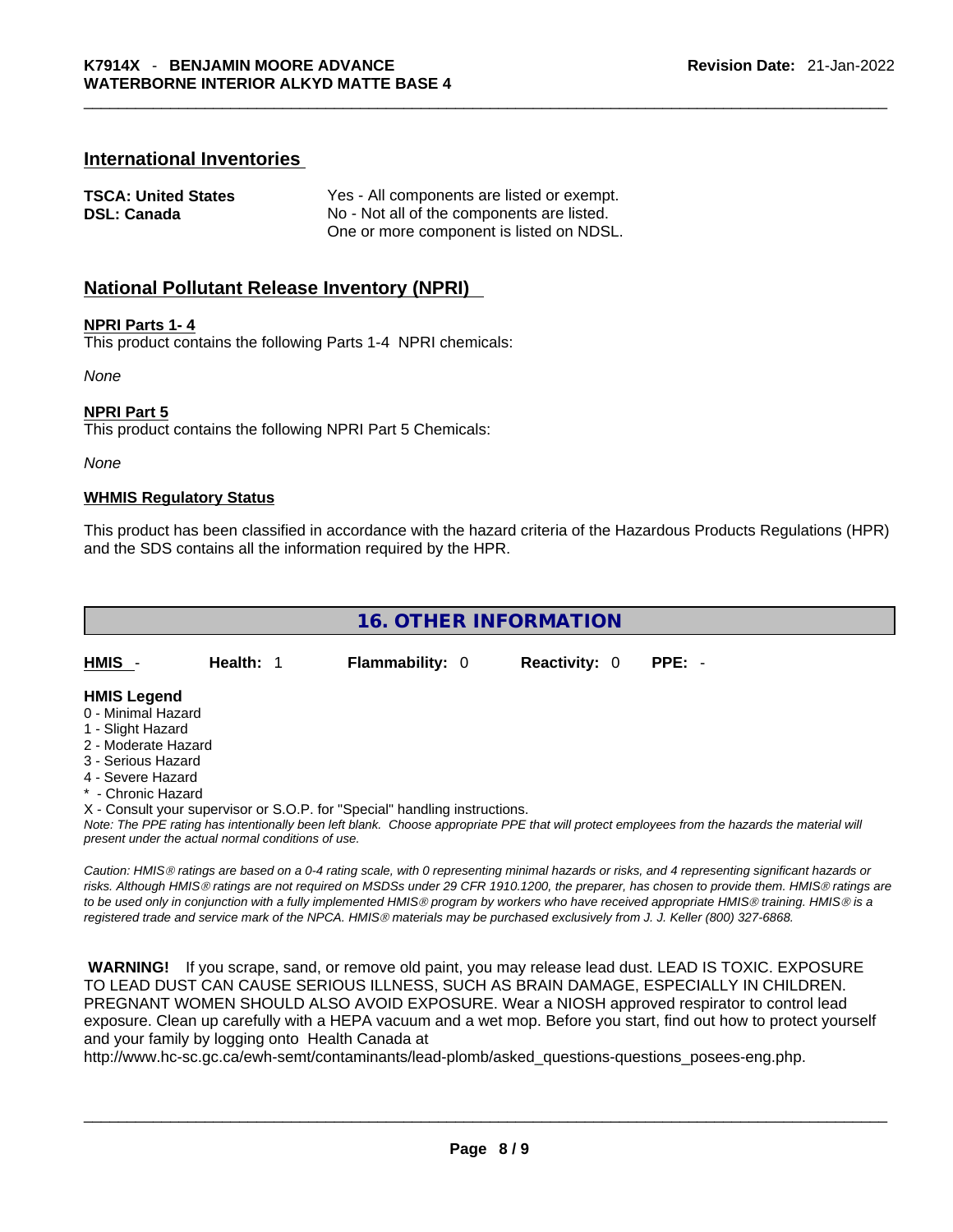## International Inventories

| | |
|---|---|
| **TSCA: United States** | Yes - All components are listed or exempt. |
| **DSL: Canada** | No - Not all of the components are listed. One or more component is listed on NDSL. |

## National Pollutant Release Inventory (NPRI)

**NPRI Parts 1- 4**

This product contains the following Parts 1-4 NPRI chemicals:

*None*

**NPRI Part 5**

This product contains the following NPRI Part 5 Chemicals:

*None*

**WHMIS Regulatory Status**

This product has been classified in accordance with the hazard criteria of the Hazardous Products Regulations (HPR) and the SDS contains all the information required by the HPR.

## 16. OTHER INFORMATION

| HMIS - | Health: 1 | Flammability: 0 | Reactivity: 0 | PPE: - |
|---|---|---|---|---|

**HMIS Legend**

0 - Minimal Hazard
1 - Slight Hazard
2 - Moderate Hazard
3 - Serious Hazard
4 - Severe Hazard
* - Chronic Hazard
X - Consult your supervisor or S.O.P. for "Special" handling instructions.

*Note: The PPE rating has intentionally been left blank. Choose appropriate PPE that will protect employees from the hazards the material will present under the actual normal conditions of use.*

*Caution: HMIS® ratings are based on a 0-4 rating scale, with 0 representing minimal hazards or risks, and 4 representing significant hazards or risks. Although HMIS® ratings are not required on MSDSs under 29 CFR 1910.1200, the preparer, has chosen to provide them. HMIS® ratings are to be used only in conjunction with a fully implemented HMIS® program by workers who have received appropriate HMIS® training. HMIS® is a registered trade and service mark of the NPCA. HMIS® materials may be purchased exclusively from J. J. Keller (800) 327-6868.*

**WARNING!** If you scrape, sand, or remove old paint, you may release lead dust. LEAD IS TOXIC. EXPOSURE TO LEAD DUST CAN CAUSE SERIOUS ILLNESS, SUCH AS BRAIN DAMAGE, ESPECIALLY IN CHILDREN. PREGNANT WOMEN SHOULD ALSO AVOID EXPOSURE. Wear a NIOSH approved respirator to control lead exposure. Clean up carefully with a HEPA vacuum and a wet mop. Before you start, find out how to protect yourself and your family by logging onto Health Canada at http://www.hc-sc.gc.ca/ewh-semt/contaminants/lead-plomb/asked_questions-questions_posees-eng.php.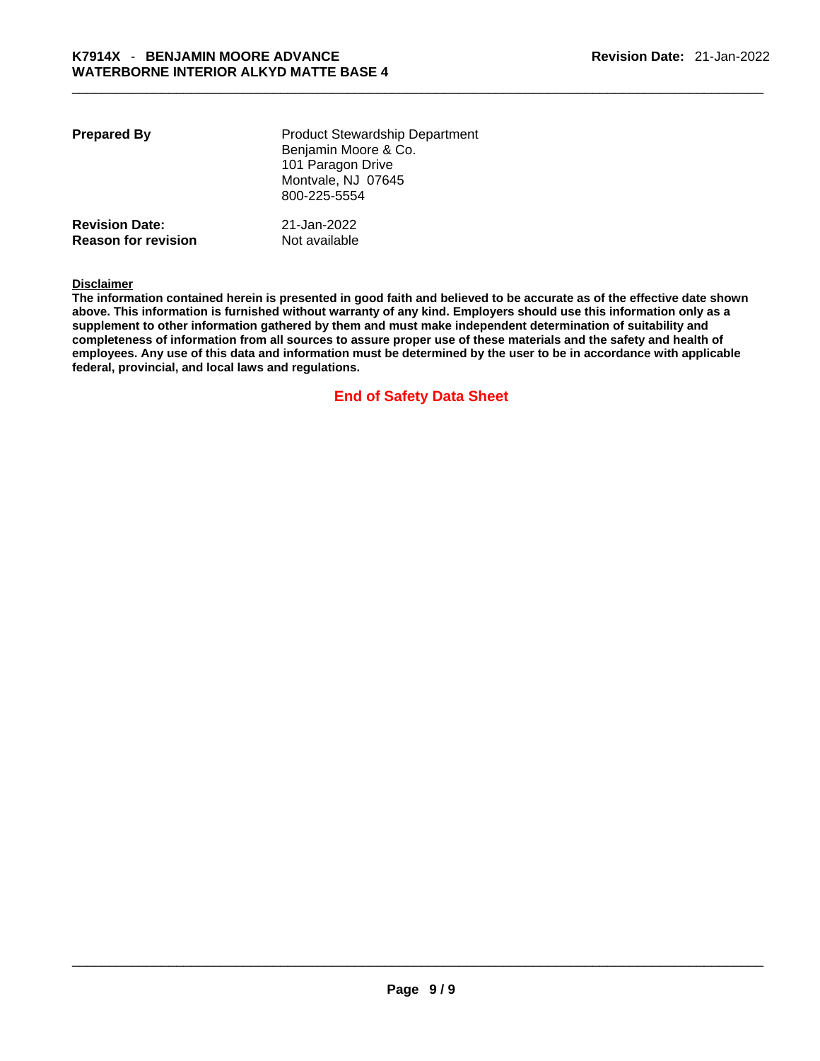| | |
|---|---|
| **Prepared By** | Product Stewardship Department<br>Benjamin Moore & Co.<br>101 Paragon Drive<br>Montvale, NJ 07645<br>800-225-5554 |
| **Revision Date:** | 21-Jan-2022 |
| **Reason for revision** | Not available |

**Disclaimer**

**The information contained herein is presented in good faith and believed to be accurate as of the effective date shown above. This information is furnished without warranty of any kind. Employers should use this information only as a supplement to other information gathered by them and must make independent determination of suitability and completeness of information from all sources to assure proper use of these materials and the safety and health of employees. Any use of this data and information must be determined by the user to be in accordance with applicable federal, provincial, and local laws and regulations.**

**End of Safety Data Sheet**